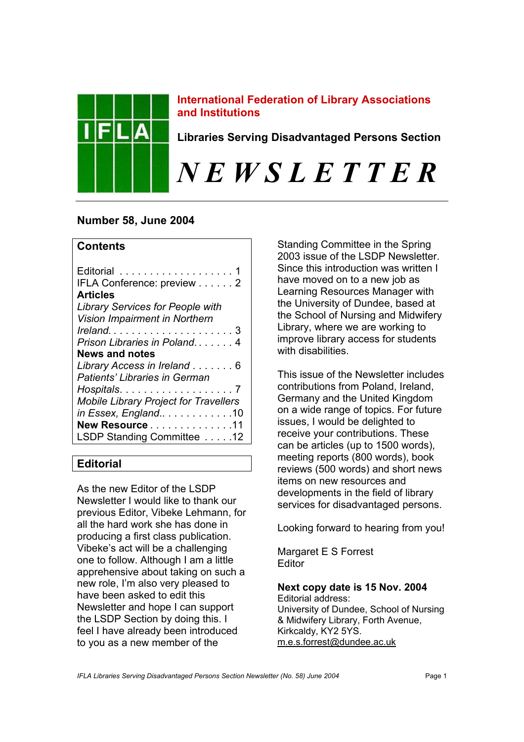**International Federation of Library Associations and Institutions**

**Libraries Serving Disadvantaged Persons Section**

# *NEWSLETTER*

**Number 58, June 2004**

## Contents

Editorial . . . . . . . . . . . . . . . . . . . . 1
IFLA Conference: preview . . . . . . 2
**Articles**
*Library Services for People with Vision Impairment in Northern Ireland*. . . . . . . . . . . . . . . . . . . . . 3
*Prison Libraries in Poland*. . . . . . . 4
**News and notes**
*Library Access in Ireland* . . . . . . . 6
*Patients' Libraries in German Hospitals*. . . . . . . . . . . . . . . . . . . 7
*Mobile Library Project for Travellers in Essex, England*.. . . . . . . . . . . .10
**New Resource** . . . . . . . . . . . . . .11
LSDP Standing Committee . . . . .12

## Editorial

As the new Editor of the LSDP Newsletter I would like to thank our previous Editor, Vibeke Lehmann, for all the hard work she has done in producing a first class publication. Vibeke's act will be a challenging one to follow. Although I am a little apprehensive about taking on such a new role, I'm also very pleased to have been asked to edit this Newsletter and hope I can support the LSDP Section by doing this. I feel I have already been introduced to you as a new member of the Standing Committee in the Spring 2003 issue of the LSDP Newsletter. Since this introduction was written I have moved on to a new job as Learning Resources Manager with the University of Dundee, based at the School of Nursing and Midwifery Library, where we are working to improve library access for students with disabilities.

This issue of the Newsletter includes contributions from Poland, Ireland, Germany and the United Kingdom on a wide range of topics. For future issues, I would be delighted to receive your contributions. These can be articles (up to 1500 words), meeting reports (800 words), book reviews (500 words) and short news items on new resources and developments in the field of library services for disadvantaged persons.

Looking forward to hearing from you!

Margaret E S Forrest
Editor

**Next copy date is 15 Nov. 2004**
Editorial address:
University of Dundee, School of Nursing & Midwifery Library, Forth Avenue, Kirkcaldy, KY2 5YS.
m.e.s.forrest@dundee.ac.uk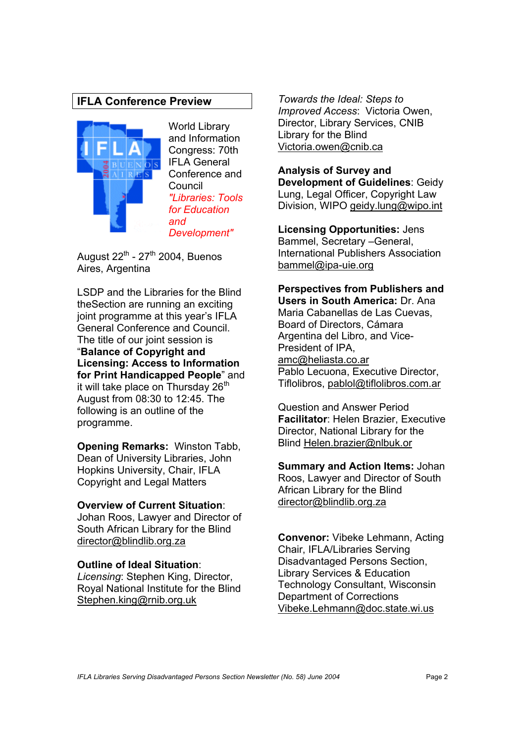## IFLA Conference Preview

World Library and Information Congress: 70th IFLA General Conference and Council

*"Libraries: Tools for Education and Development"*

August 22nd - 27th 2004, Buenos Aires, Argentina

LSDP and the Libraries for the Blind theSection are running an exciting joint programme at this year's IFLA General Conference and Council. The title of our joint session is "**Balance of Copyright and Licensing: Access to Information for Print Handicapped People**" and it will take place on Thursday 26th August from 08:30 to 12:45. The following is an outline of the programme.

**Opening Remarks:** Winston Tabb, Dean of University Libraries, John Hopkins University, Chair, IFLA Copyright and Legal Matters

**Overview of Current Situation**: Johan Roos, Lawyer and Director of South African Library for the Blind director@blindlib.org.za

**Outline of Ideal Situation**:
*Licensing*: Stephen King, Director, Royal National Institute for the Blind Stephen.king@rnib.org.uk

*Towards the Ideal: Steps to Improved Access*: Victoria Owen, Director, Library Services, CNIB Library for the Blind Victoria.owen@cnib.ca

**Analysis of Survey and Development of Guidelines**: Geidy Lung, Legal Officer, Copyright Law Division, WIPO geidy.lung@wipo.int

**Licensing Opportunities:** Jens Bammel, Secretary –General, International Publishers Association bammel@ipa-uie.org

**Perspectives from Publishers and Users in South America:** Dr. Ana Maria Cabanellas de Las Cuevas, Board of Directors, Cámara Argentina del Libro, and Vice-President of IPA, amc@heliasta.co.ar
Pablo Lecuona, Executive Director, Tiflolibros, pablol@tiflolibros.com.ar

Question and Answer Period
**Facilitator**: Helen Brazier, Executive Director, National Library for the Blind Helen.brazier@nlbuk.or

**Summary and Action Items:** Johan Roos, Lawyer and Director of South African Library for the Blind director@blindlib.org.za

**Convenor:** Vibeke Lehmann, Acting Chair, IFLA/Libraries Serving Disadvantaged Persons Section, Library Services & Education Technology Consultant, Wisconsin Department of Corrections Vibeke.Lehmann@doc.state.wi.us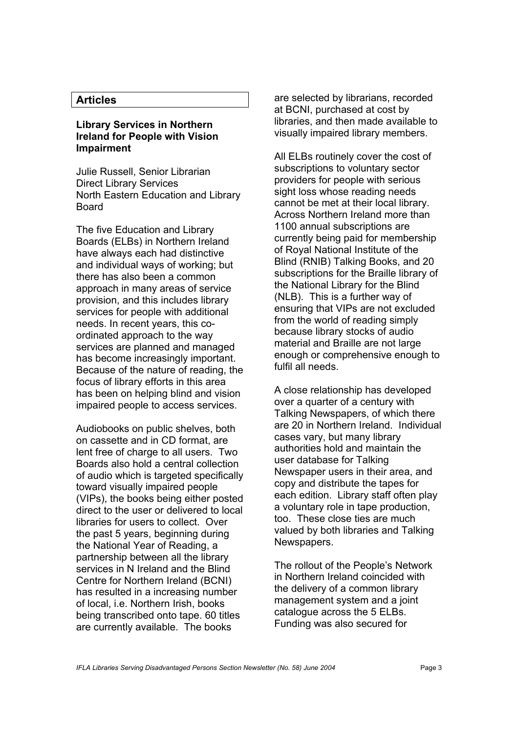## Articles

### Library Services in Northern Ireland for People with Vision Impairment

Julie Russell, Senior Librarian
Direct Library Services
North Eastern Education and Library Board

The five Education and Library Boards (ELBs) in Northern Ireland have always each had distinctive and individual ways of working; but there has also been a common approach in many areas of service provision, and this includes library services for people with additional needs. In recent years, this co-ordinated approach to the way services are planned and managed has become increasingly important. Because of the nature of reading, the focus of library efforts in this area has been on helping blind and vision impaired people to access services.

Audiobooks on public shelves, both on cassette and in CD format, are lent free of charge to all users. Two Boards also hold a central collection of audio which is targeted specifically toward visually impaired people (VIPs), the books being either posted direct to the user or delivered to local libraries for users to collect. Over the past 5 years, beginning during the National Year of Reading, a partnership between all the library services in N Ireland and the Blind Centre for Northern Ireland (BCNI) has resulted in a increasing number of local, i.e. Northern Irish, books being transcribed onto tape. 60 titles are currently available. The books are selected by librarians, recorded at BCNI, purchased at cost by libraries, and then made available to visually impaired library members.

All ELBs routinely cover the cost of subscriptions to voluntary sector providers for people with serious sight loss whose reading needs cannot be met at their local library. Across Northern Ireland more than 1100 annual subscriptions are currently being paid for membership of Royal National Institute of the Blind (RNIB) Talking Books, and 20 subscriptions for the Braille library of the National Library for the Blind (NLB). This is a further way of ensuring that VIPs are not excluded from the world of reading simply because library stocks of audio material and Braille are not large enough or comprehensive enough to fulfil all needs.

A close relationship has developed over a quarter of a century with Talking Newspapers, of which there are 20 in Northern Ireland. Individual cases vary, but many library authorities hold and maintain the user database for Talking Newspaper users in their area, and copy and distribute the tapes for each edition. Library staff often play a voluntary role in tape production, too. These close ties are much valued by both libraries and Talking Newspapers.

The rollout of the People's Network in Northern Ireland coincided with the delivery of a common library management system and a joint catalogue across the 5 ELBs. Funding was also secured for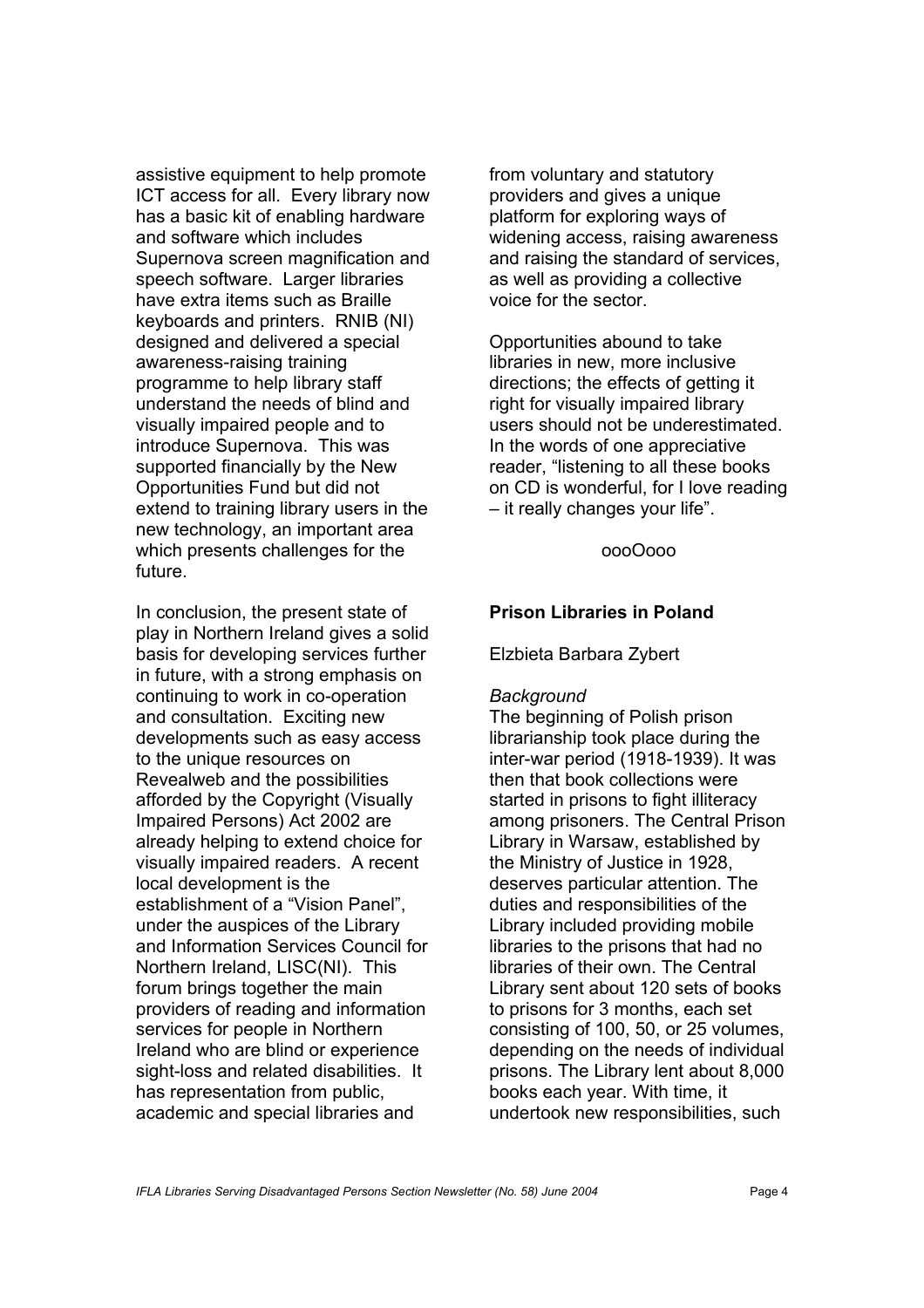assistive equipment to help promote ICT access for all. Every library now has a basic kit of enabling hardware and software which includes Supernova screen magnification and speech software. Larger libraries have extra items such as Braille keyboards and printers. RNIB (NI) designed and delivered a special awareness-raising training programme to help library staff understand the needs of blind and visually impaired people and to introduce Supernova. This was supported financially by the New Opportunities Fund but did not extend to training library users in the new technology, an important area which presents challenges for the future.

In conclusion, the present state of play in Northern Ireland gives a solid basis for developing services further in future, with a strong emphasis on continuing to work in co-operation and consultation. Exciting new developments such as easy access to the unique resources on Revealweb and the possibilities afforded by the Copyright (Visually Impaired Persons) Act 2002 are already helping to extend choice for visually impaired readers. A recent local development is the establishment of a "Vision Panel", under the auspices of the Library and Information Services Council for Northern Ireland, LISC(NI). This forum brings together the main providers of reading and information services for people in Northern Ireland who are blind or experience sight-loss and related disabilities. It has representation from public, academic and special libraries and from voluntary and statutory providers and gives a unique platform for exploring ways of widening access, raising awareness and raising the standard of services, as well as providing a collective voice for the sector.

Opportunities abound to take libraries in new, more inclusive directions; the effects of getting it right for visually impaired library users should not be underestimated. In the words of one appreciative reader, "listening to all these books on CD is wonderful, for I love reading – it really changes your life".

oooOooo

## Prison Libraries in Poland

Elzbieta Barbara Zybert

*Background*

The beginning of Polish prison librarianship took place during the inter-war period (1918-1939). It was then that book collections were started in prisons to fight illiteracy among prisoners. The Central Prison Library in Warsaw, established by the Ministry of Justice in 1928, deserves particular attention. The duties and responsibilities of the Library included providing mobile libraries to the prisons that had no libraries of their own. The Central Library sent about 120 sets of books to prisons for 3 months, each set consisting of 100, 50, or 25 volumes, depending on the needs of individual prisons. The Library lent about 8,000 books each year. With time, it undertook new responsibilities, such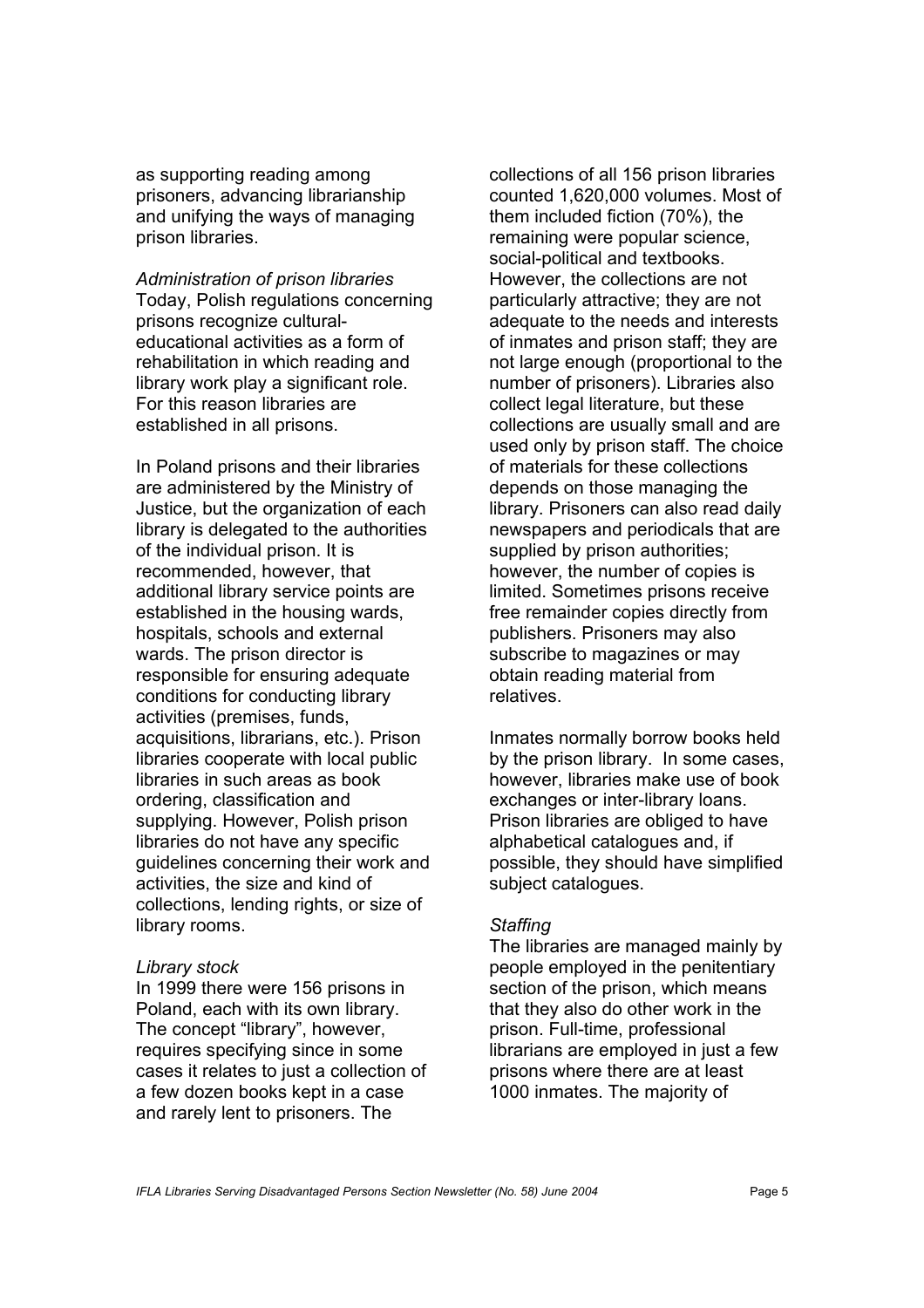as supporting reading among prisoners, advancing librarianship and unifying the ways of managing prison libraries.

*Administration of prison libraries*

Today, Polish regulations concerning prisons recognize cultural-educational activities as a form of rehabilitation in which reading and library work play a significant role. For this reason libraries are established in all prisons.

In Poland prisons and their libraries are administered by the Ministry of Justice, but the organization of each library is delegated to the authorities of the individual prison. It is recommended, however, that additional library service points are established in the housing wards, hospitals, schools and external wards. The prison director is responsible for ensuring adequate conditions for conducting library activities (premises, funds, acquisitions, librarians, etc.). Prison libraries cooperate with local public libraries in such areas as book ordering, classification and supplying. However, Polish prison libraries do not have any specific guidelines concerning their work and activities, the size and kind of collections, lending rights, or size of library rooms.

*Library stock*

In 1999 there were 156 prisons in Poland, each with its own library. The concept "library", however, requires specifying since in some cases it relates to just a collection of a few dozen books kept in a case and rarely lent to prisoners. The collections of all 156 prison libraries counted 1,620,000 volumes. Most of them included fiction (70%), the remaining were popular science, social-political and textbooks. However, the collections are not particularly attractive; they are not adequate to the needs and interests of inmates and prison staff; they are not large enough (proportional to the number of prisoners). Libraries also collect legal literature, but these collections are usually small and are used only by prison staff. The choice of materials for these collections depends on those managing the library. Prisoners can also read daily newspapers and periodicals that are supplied by prison authorities; however, the number of copies is limited. Sometimes prisons receive free remainder copies directly from publishers. Prisoners may also subscribe to magazines or may obtain reading material from relatives.

Inmates normally borrow books held by the prison library. In some cases, however, libraries make use of book exchanges or inter-library loans. Prison libraries are obliged to have alphabetical catalogues and, if possible, they should have simplified subject catalogues.

*Staffing*

The libraries are managed mainly by people employed in the penitentiary section of the prison, which means that they also do other work in the prison. Full-time, professional librarians are employed in just a few prisons where there are at least 1000 inmates. The majority of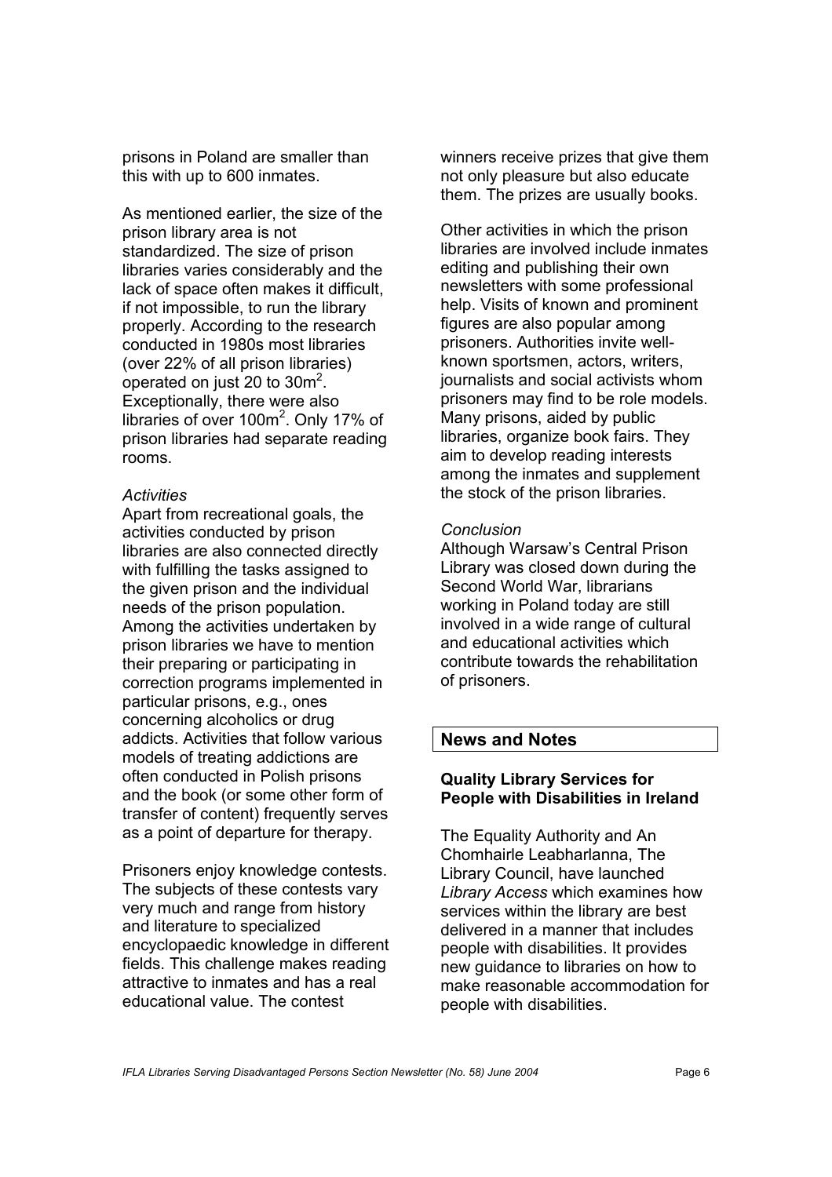prisons in Poland are smaller than this with up to 600 inmates.

As mentioned earlier, the size of the prison library area is not standardized. The size of prison libraries varies considerably and the lack of space often makes it difficult, if not impossible, to run the library properly. According to the research conducted in 1980s most libraries (over 22% of all prison libraries) operated on just 20 to 30m$^2$. Exceptionally, there were also libraries of over 100m$^2$. Only 17% of prison libraries had separate reading rooms.

*Activities*

Apart from recreational goals, the activities conducted by prison libraries are also connected directly with fulfilling the tasks assigned to the given prison and the individual needs of the prison population. Among the activities undertaken by prison libraries we have to mention their preparing or participating in correction programs implemented in particular prisons, e.g., ones concerning alcoholics or drug addicts. Activities that follow various models of treating addictions are often conducted in Polish prisons and the book (or some other form of transfer of content) frequently serves as a point of departure for therapy.

Prisoners enjoy knowledge contests. The subjects of these contests vary very much and range from history and literature to specialized encyclopaedic knowledge in different fields. This challenge makes reading attractive to inmates and has a real educational value. The contest winners receive prizes that give them not only pleasure but also educate them. The prizes are usually books.

Other activities in which the prison libraries are involved include inmates editing and publishing their own newsletters with some professional help. Visits of known and prominent figures are also popular among prisoners. Authorities invite well-known sportsmen, actors, writers, journalists and social activists whom prisoners may find to be role models. Many prisons, aided by public libraries, organize book fairs. They aim to develop reading interests among the inmates and supplement the stock of the prison libraries.

*Conclusion*

Although Warsaw's Central Prison Library was closed down during the Second World War, librarians working in Poland today are still involved in a wide range of cultural and educational activities which contribute towards the rehabilitation of prisoners.

## News and Notes

### Quality Library Services for People with Disabilities in Ireland

The Equality Authority and An Chomhairle Leabharlanna, The Library Council, have launched *Library Access* which examines how services within the library are best delivered in a manner that includes people with disabilities. It provides new guidance to libraries on how to make reasonable accommodation for people with disabilities.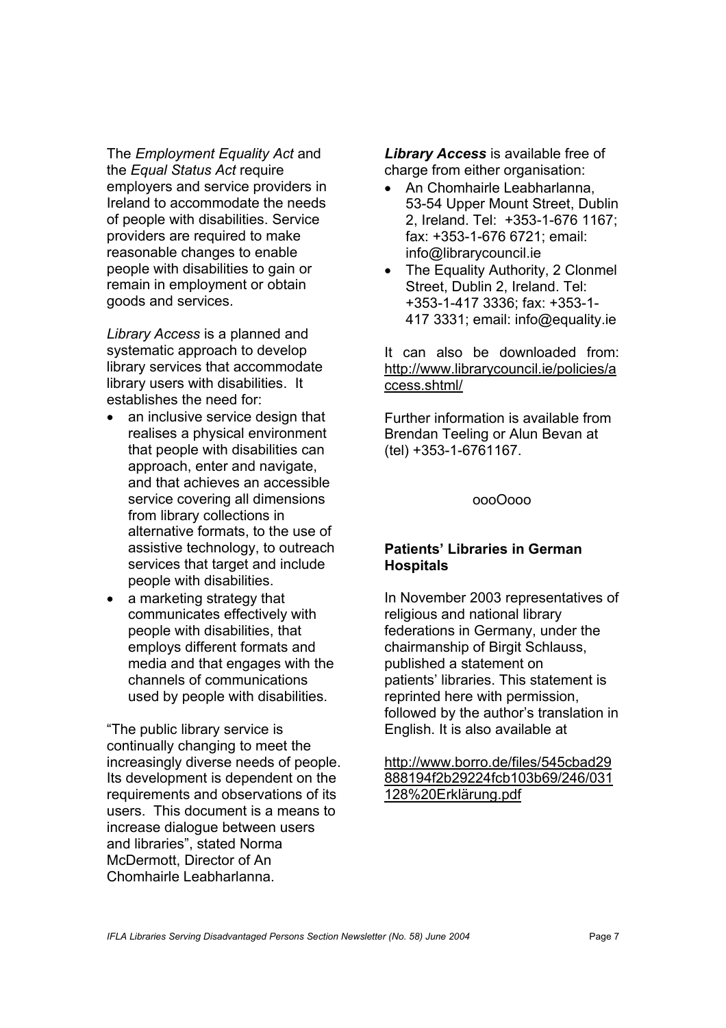The *Employment Equality Act* and the *Equal Status Act* require employers and service providers in Ireland to accommodate the needs of people with disabilities. Service providers are required to make reasonable changes to enable people with disabilities to gain or remain in employment or obtain goods and services.

*Library Access* is a planned and systematic approach to develop library services that accommodate library users with disabilities. It establishes the need for:

- an inclusive service design that realises a physical environment that people with disabilities can approach, enter and navigate, and that achieves an accessible service covering all dimensions from library collections in alternative formats, to the use of assistive technology, to outreach services that target and include people with disabilities.
- a marketing strategy that communicates effectively with people with disabilities, that employs different formats and media and that engages with the channels of communications used by people with disabilities.

"The public library service is continually changing to meet the increasingly diverse needs of people. Its development is dependent on the requirements and observations of its users. This document is a means to increase dialogue between users and libraries", stated Norma McDermott, Director of An Chomhairle Leabharlanna.

***Library Access*** is available free of charge from either organisation:

- An Chomhairle Leabharlanna, 53-54 Upper Mount Street, Dublin 2, Ireland. Tel: +353-1-676 1167; fax: +353-1-676 6721; email: info@librarycouncil.ie
- The Equality Authority, 2 Clonmel Street, Dublin 2, Ireland. Tel: +353-1-417 3336; fax: +353-1-417 3331; email: info@equality.ie

It can also be downloaded from: http://www.librarycouncil.ie/policies/access.shtml/

Further information is available from Brendan Teeling or Alun Bevan at (tel) +353-1-6761167.

oooOooo

## Patients' Libraries in German Hospitals

In November 2003 representatives of religious and national library federations in Germany, under the chairmanship of Birgit Schlauss, published a statement on patients' libraries. This statement is reprinted here with permission, followed by the author's translation in English. It is also available at

http://www.borro.de/files/545cbad29888194f2b29224fcb103b69/246/031128%20Erklärung.pdf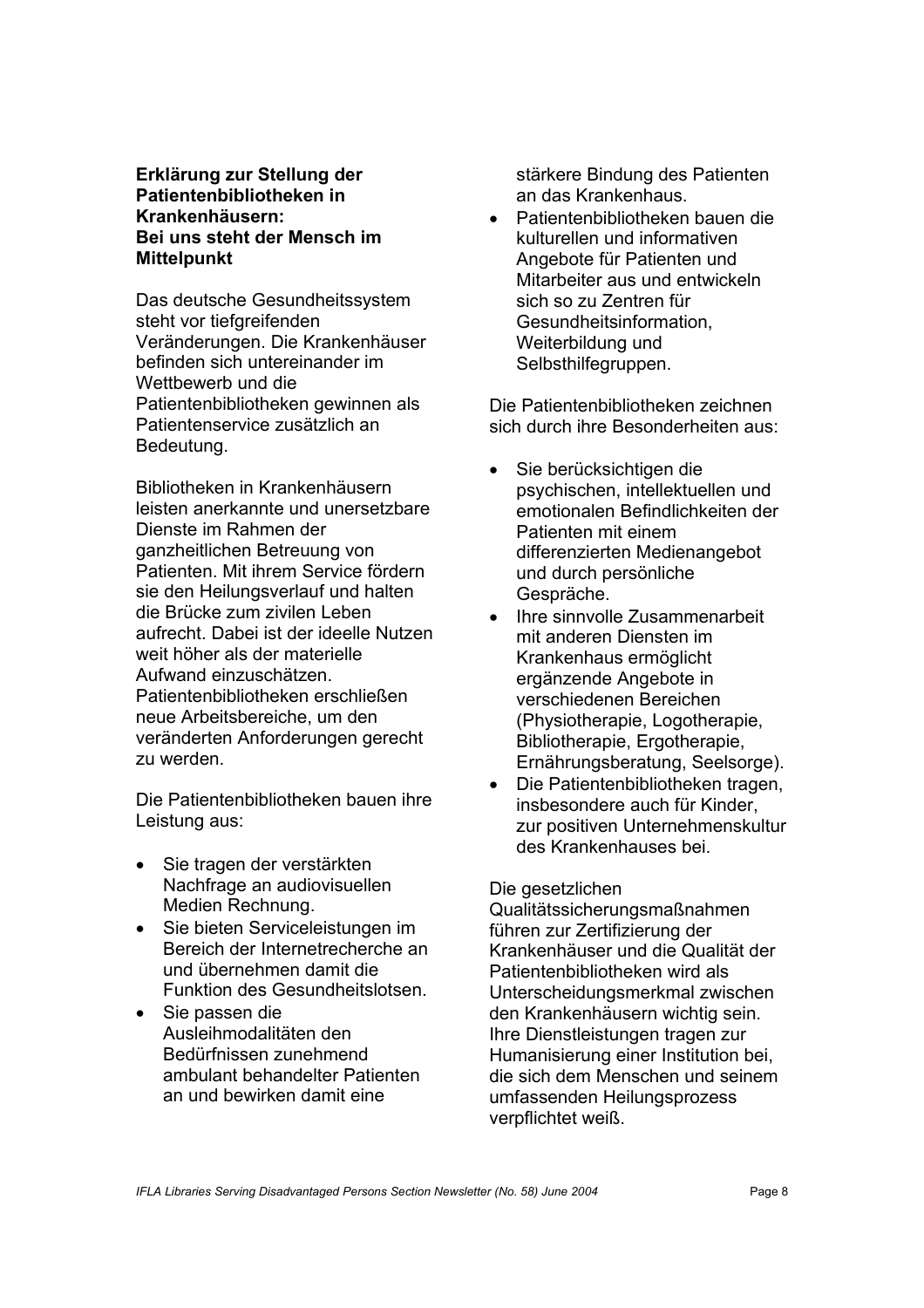**Erklärung zur Stellung der Patientenbibliotheken in Krankenhäusern: Bei uns steht der Mensch im Mittelpunkt**

Das deutsche Gesundheitssystem steht vor tiefgreifenden Veränderungen. Die Krankenhäuser befinden sich untereinander im Wettbewerb und die Patientenbibliotheken gewinnen als Patientenservice zusätzlich an Bedeutung.

Bibliotheken in Krankenhäusern leisten anerkannte und unersetzbare Dienste im Rahmen der ganzheitlichen Betreuung von Patienten. Mit ihrem Service fördern sie den Heilungsverlauf und halten die Brücke zum zivilen Leben aufrecht. Dabei ist der ideelle Nutzen weit höher als der materielle Aufwand einzuschätzen. Patientenbibliotheken erschließen neue Arbeitsbereiche, um den veränderten Anforderungen gerecht zu werden.

Die Patientenbibliotheken bauen ihre Leistung aus:

- Sie tragen der verstärkten Nachfrage an audiovisuellen Medien Rechnung.
- Sie bieten Serviceleistungen im Bereich der Internetrecherche an und übernehmen damit die Funktion des Gesundheitslotsen.
- Sie passen die Ausleihmodalitäten den Bedürfnissen zunehmend ambulant behandelter Patienten an und bewirken damit eine stärkere Bindung des Patienten an das Krankenhaus.
- Patientenbibliotheken bauen die kulturellen und informativen Angebote für Patienten und Mitarbeiter aus und entwickeln sich so zu Zentren für Gesundheitsinformation, Weiterbildung und Selbsthilfegruppen.

Die Patientenbibliotheken zeichnen sich durch ihre Besonderheiten aus:

- Sie berücksichtigen die psychischen, intellektuellen und emotionalen Befindlichkeiten der Patienten mit einem differenzierten Medienangebot und durch persönliche Gespräche.
- Ihre sinnvolle Zusammenarbeit mit anderen Diensten im Krankenhaus ermöglicht ergänzende Angebote in verschiedenen Bereichen (Physiotherapie, Logotherapie, Bibliotherapie, Ergotherapie, Ernährungsberatung, Seelsorge).
- Die Patientenbibliotheken tragen, insbesondere auch für Kinder, zur positiven Unternehmenskultur des Krankenhauses bei.

Die gesetzlichen Qualitätssicherungsmaßnahmen führen zur Zertifizierung der Krankenhäuser und die Qualität der Patientenbibliotheken wird als Unterscheidungsmerkmal zwischen den Krankenhäusern wichtig sein. Ihre Dienstleistungen tragen zur Humanisierung einer Institution bei, die sich dem Menschen und seinem umfassenden Heilungsprozess verpflichtet weiß.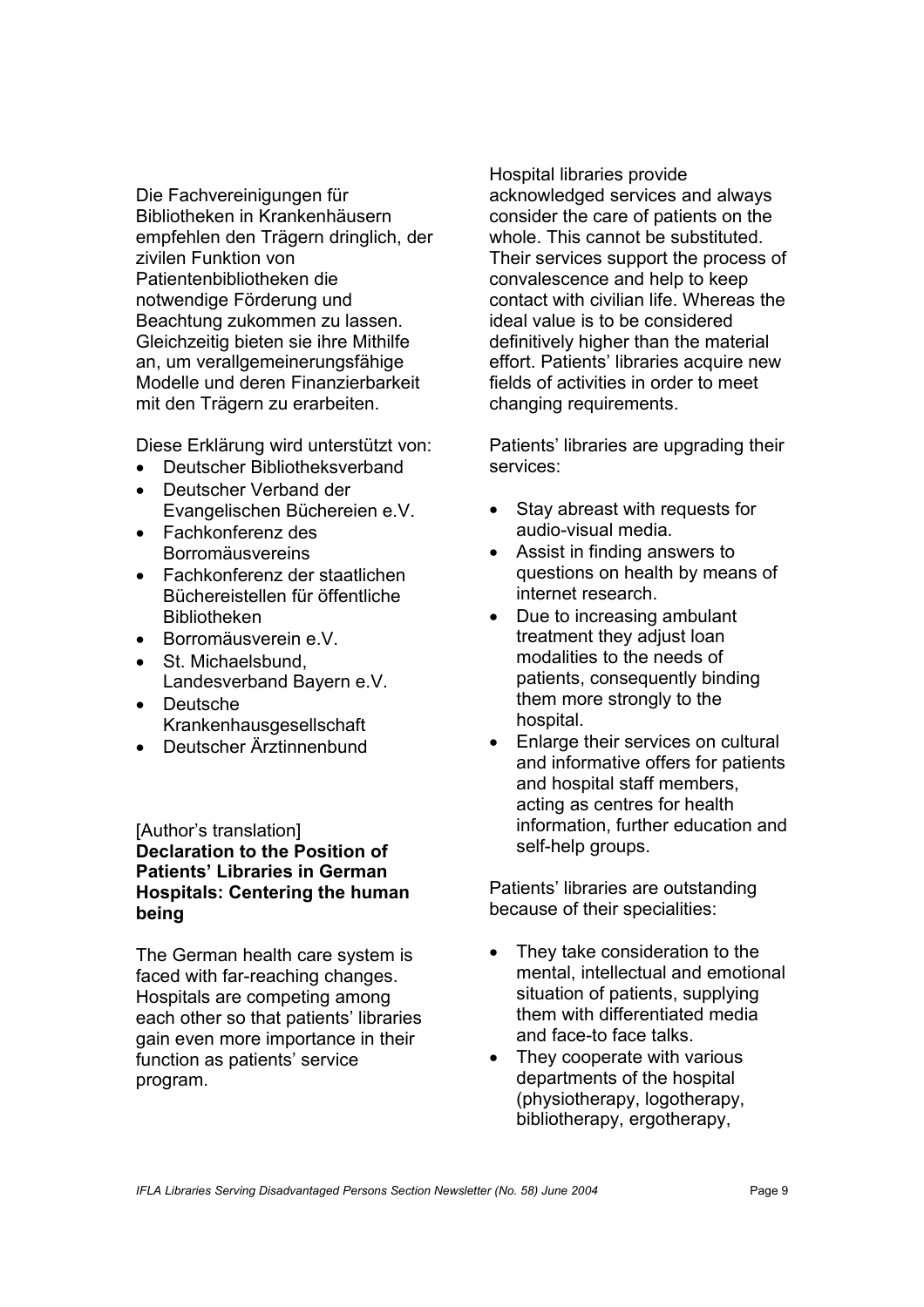Die Fachvereinigungen für Bibliotheken in Krankenhäusern empfehlen den Trägern dringlich, der zivilen Funktion von Patientenbibliotheken die notwendige Förderung und Beachtung zukommen zu lassen. Gleichzeitig bieten sie ihre Mithilfe an, um verallgemeinerungsfähige Modelle und deren Finanzierbarkeit mit den Trägern zu erarbeiten.

Diese Erklärung wird unterstützt von:

- Deutscher Bibliotheksverband
- Deutscher Verband der Evangelischen Büchereien e.V.
- Fachkonferenz des Borromäusvereins
- Fachkonferenz der staatlichen Büchereistellen für öffentliche Bibliotheken
- Borromäusverein e.V.
- St. Michaelsbund, Landesverband Bayern e.V.
- Deutsche Krankenhausgesellschaft
- Deutscher Ärztinnenbund

[Author's translation]

**Declaration to the Position of Patients' Libraries in German Hospitals: Centering the human being**

The German health care system is faced with far-reaching changes. Hospitals are competing among each other so that patients' libraries gain even more importance in their function as patients' service program.

Hospital libraries provide acknowledged services and always consider the care of patients on the whole. This cannot be substituted. Their services support the process of convalescence and help to keep contact with civilian life. Whereas the ideal value is to be considered definitively higher than the material effort. Patients' libraries acquire new fields of activities in order to meet changing requirements.

Patients' libraries are upgrading their services:

- Stay abreast with requests for audio-visual media.
- Assist in finding answers to questions on health by means of internet research.
- Due to increasing ambulant treatment they adjust loan modalities to the needs of patients, consequently binding them more strongly to the hospital.
- Enlarge their services on cultural and informative offers for patients and hospital staff members, acting as centres for health information, further education and self-help groups.

Patients' libraries are outstanding because of their specialities:

- They take consideration to the mental, intellectual and emotional situation of patients, supplying them with differentiated media and face-to face talks.
- They cooperate with various departments of the hospital (physiotherapy, logotherapy, bibliotherapy, ergotherapy,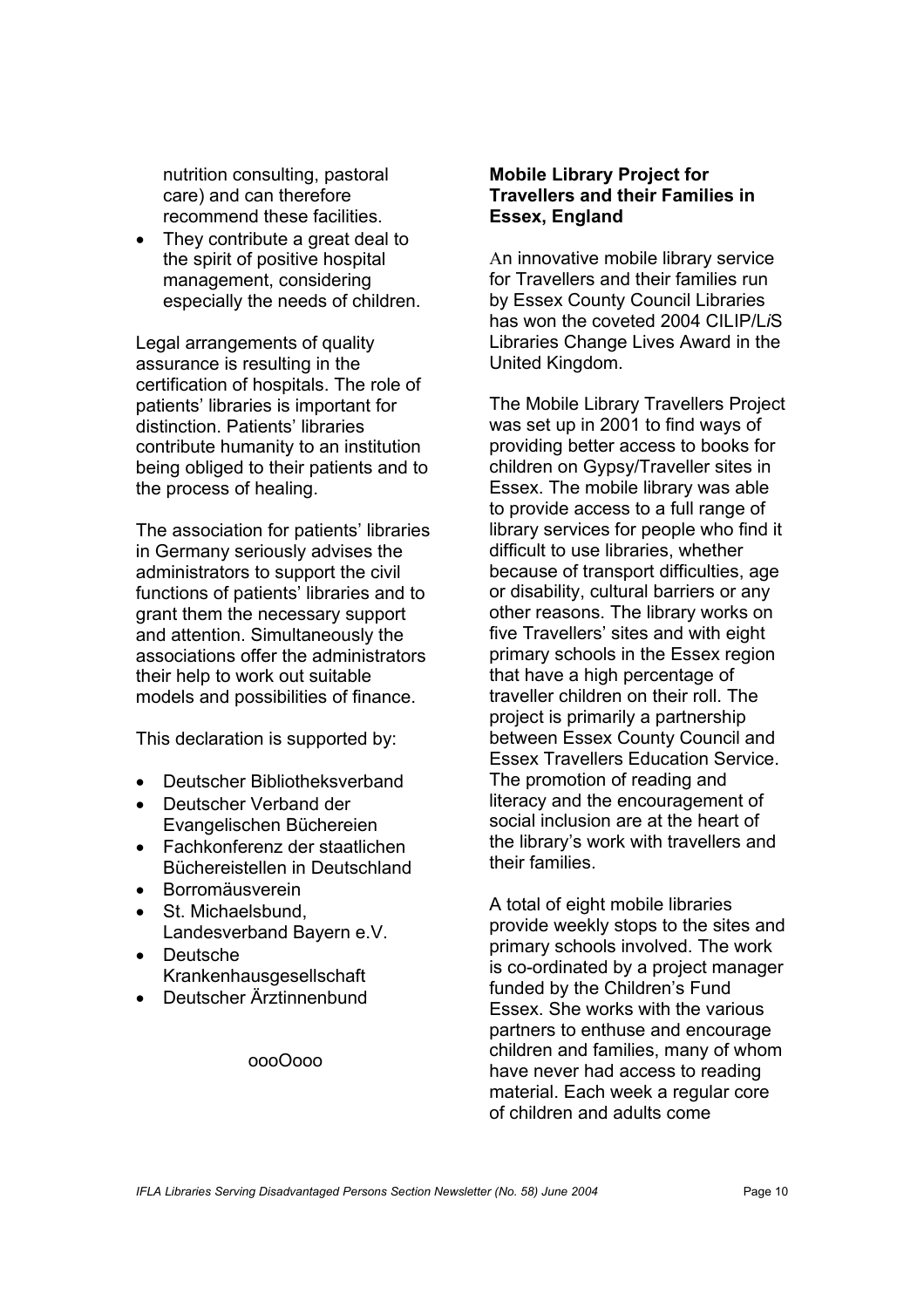nutrition consulting, pastoral care) and can therefore recommend these facilities.
- They contribute a great deal to the spirit of positive hospital management, considering especially the needs of children.

Legal arrangements of quality assurance is resulting in the certification of hospitals. The role of patients' libraries is important for distinction. Patients' libraries contribute humanity to an institution being obliged to their patients and to the process of healing.

The association for patients' libraries in Germany seriously advises the administrators to support the civil functions of patients' libraries and to grant them the necessary support and attention. Simultaneously the associations offer the administrators their help to work out suitable models and possibilities of finance.

This declaration is supported by:

- Deutscher Bibliotheksverband
- Deutscher Verband der Evangelischen Büchereien
- Fachkonferenz der staatlichen Büchereistellen in Deutschland
- Borromäusverein
- St. Michaelsbund, Landesverband Bayern e.V.
- Deutsche Krankenhausgesellschaft
- Deutscher Ärztinnenbund

oooOooo

**Mobile Library Project for Travellers and their Families in Essex, England**

An innovative mobile library service for Travellers and their families run by Essex County Council Libraries has won the coveted 2004 CILIP/L*i*S Libraries Change Lives Award in the United Kingdom.

The Mobile Library Travellers Project was set up in 2001 to find ways of providing better access to books for children on Gypsy/Traveller sites in Essex. The mobile library was able to provide access to a full range of library services for people who find it difficult to use libraries, whether because of transport difficulties, age or disability, cultural barriers or any other reasons. The library works on five Travellers' sites and with eight primary schools in the Essex region that have a high percentage of traveller children on their roll. The project is primarily a partnership between Essex County Council and Essex Travellers Education Service. The promotion of reading and literacy and the encouragement of social inclusion are at the heart of the library's work with travellers and their families.

A total of eight mobile libraries provide weekly stops to the sites and primary schools involved. The work is co-ordinated by a project manager funded by the Children's Fund Essex. She works with the various partners to enthuse and encourage children and families, many of whom have never had access to reading material. Each week a regular core of children and adults come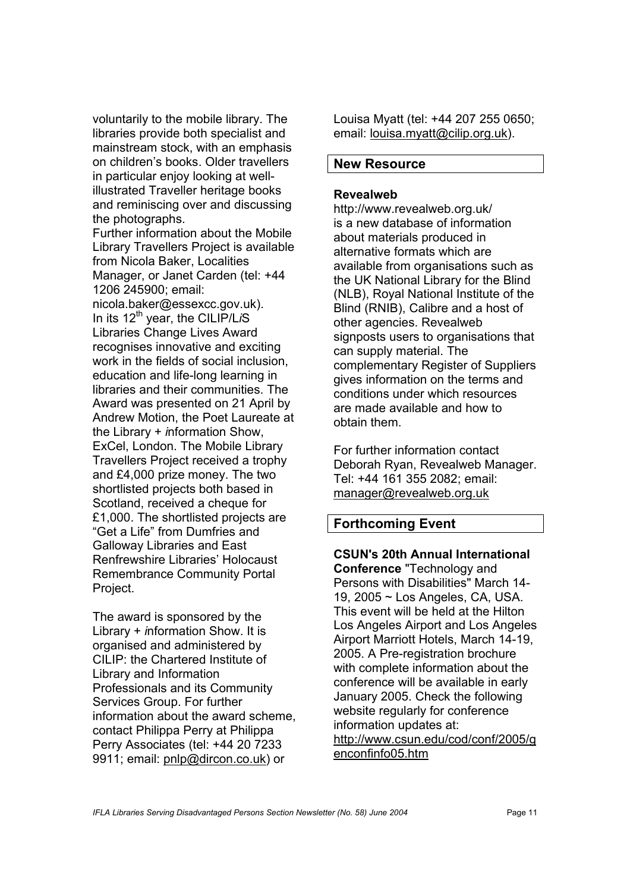voluntarily to the mobile library. The libraries provide both specialist and mainstream stock, with an emphasis on children's books. Older travellers in particular enjoy looking at well-illustrated Traveller heritage books and reminiscing over and discussing the photographs.

Further information about the Mobile Library Travellers Project is available from Nicola Baker, Localities Manager, or Janet Carden (tel: +44 1206 245900; email: nicola.baker@essexcc.gov.uk).

In its 12th year, the CILIP/L*i*S Libraries Change Lives Award recognises innovative and exciting work in the fields of social inclusion, education and life-long learning in libraries and their communities. The Award was presented on 21 April by Andrew Motion, the Poet Laureate at the Library + *i*nformation Show, ExCel, London. The Mobile Library Travellers Project received a trophy and £4,000 prize money. The two shortlisted projects both based in Scotland, received a cheque for £1,000. The shortlisted projects are "Get a Life" from Dumfries and Galloway Libraries and East Renfrewshire Libraries' Holocaust Remembrance Community Portal Project.

The award is sponsored by the Library + *i*nformation Show. It is organised and administered by CILIP: the Chartered Institute of Library and Information Professionals and its Community Services Group. For further information about the award scheme, contact Philippa Perry at Philippa Perry Associates (tel: +44 20 7233 9911; email: pnlp@dircon.co.uk) or Louisa Myatt (tel: +44 207 255 0650; email: louisa.myatt@cilip.org.uk).

## New Resource

**Revealweb**

http://www.revealweb.org.uk/ is a new database of information about materials produced in alternative formats which are available from organisations such as the UK National Library for the Blind (NLB), Royal National Institute of the Blind (RNIB), Calibre and a host of other agencies. Revealweb signposts users to organisations that can supply material. The complementary Register of Suppliers gives information on the terms and conditions under which resources are made available and how to obtain them.

For further information contact Deborah Ryan, Revealweb Manager. Tel: +44 161 355 2082; email: manager@revealweb.org.uk

## Forthcoming Event

**CSUN's 20th Annual International Conference** "Technology and Persons with Disabilities" March 14-19, 2005 ~ Los Angeles, CA, USA. This event will be held at the Hilton Los Angeles Airport and Los Angeles Airport Marriott Hotels, March 14-19, 2005. A Pre-registration brochure with complete information about the conference will be available in early January 2005. Check the following website regularly for conference information updates at: http://www.csun.edu/cod/conf/2005/genconfinfo05.htm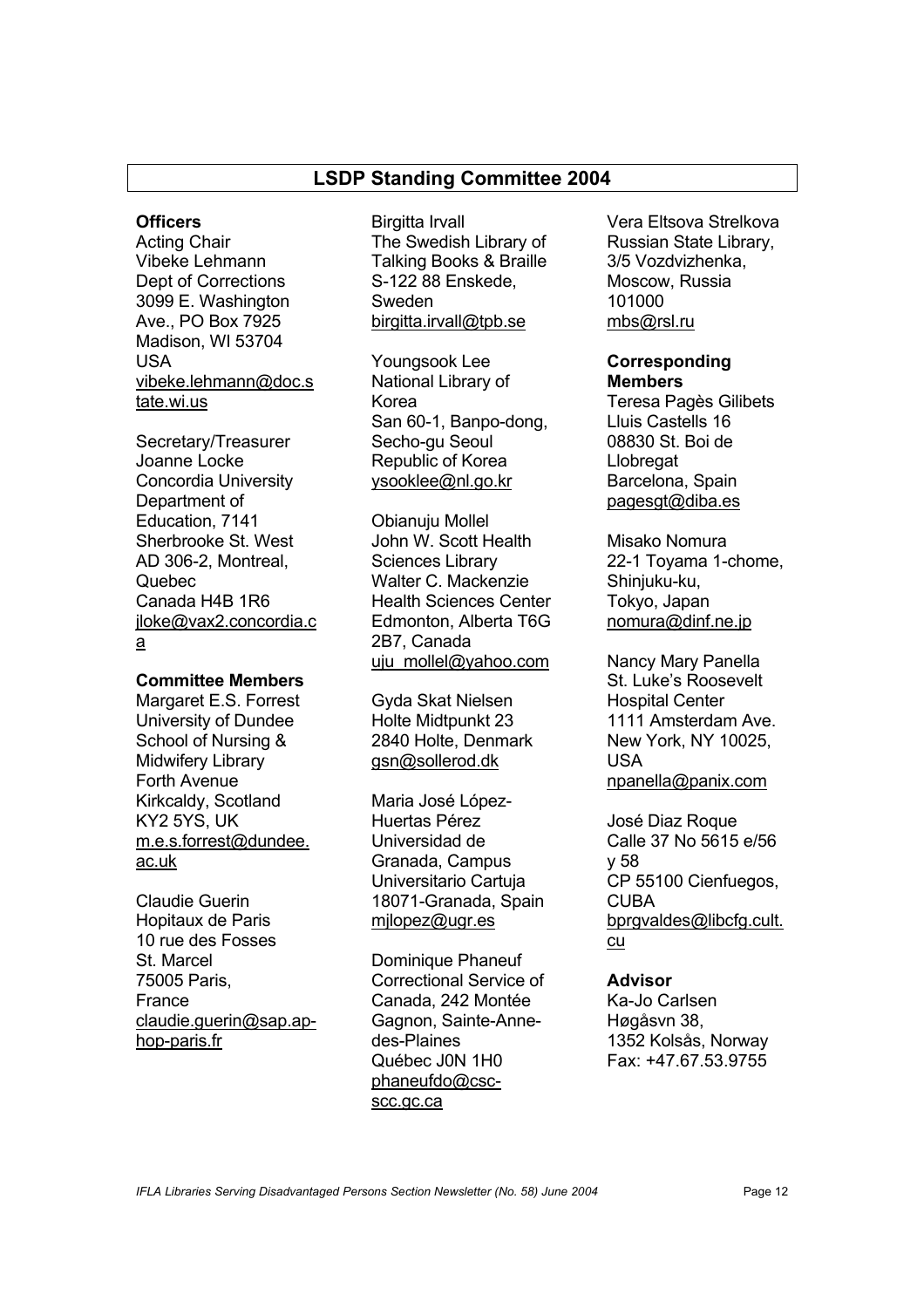## LSDP Standing Committee 2004

**Officers**

Acting Chair
Vibeke Lehmann
Dept of Corrections
3099 E. Washington Ave., PO Box 7925
Madison, WI 53704
USA
vibeke.lehmann@doc.state.wi.us

Secretary/Treasurer
Joanne Locke
Concordia University
Department of Education, 7141 Sherbrooke St. West
AD 306-2, Montreal, Quebec
Canada H4B 1R6
jloke@vax2.concordia.ca

**Committee Members**

Margaret E.S. Forrest
University of Dundee
School of Nursing & Midwifery Library
Forth Avenue
Kirkcaldy, Scotland
KY2 5YS, UK
m.e.s.forrest@dundee.ac.uk

Claudie Guerin
Hopitaux de Paris
10 rue des Fosses
St. Marcel
75005 Paris,
France
claudie.guerin@sap.ap-hop-paris.fr

Birgitta Irvall
The Swedish Library of Talking Books & Braille
S-122 88 Enskede,
Sweden
birgitta.irvall@tpb.se

Youngsook Lee
National Library of Korea
San 60-1, Banpo-dong,
Secho-gu Seoul
Republic of Korea
ysooklee@nl.go.kr

Obianuju Mollel
John W. Scott Health Sciences Library
Walter C. Mackenzie Health Sciences Center
Edmonton, Alberta T6G 2B7, Canada
uju_mollel@yahoo.com

Gyda Skat Nielsen
Holte Midtpunkt 23
2840 Holte, Denmark
gsn@sollerod.dk

Maria José López-Huertas Pérez
Universidad de Granada, Campus Universitario Cartuja
18071-Granada, Spain
mjlopez@ugr.es

Dominique Phaneuf
Correctional Service of Canada, 242 Montée Gagnon, Sainte-Anne-des-Plaines
Québec J0N 1H0
phaneufdo@csc-scc.gc.ca

Vera Eltsova Strelkova
Russian State Library,
3/5 Vozdvizhenka,
Moscow, Russia
101000
mbs@rsl.ru

**Corresponding Members**

Teresa Pagès Gilibets
Lluis Castells 16
08830 St. Boi de Llobregat
Barcelona, Spain
pagesgt@diba.es

Misako Nomura
22-1 Toyama 1-chome,
Shinjuku-ku,
Tokyo, Japan
nomura@dinf.ne.jp

Nancy Mary Panella
St. Luke's Roosevelt Hospital Center
1111 Amsterdam Ave.
New York, NY 10025,
USA
npanella@panix.com

José Diaz Roque
Calle 37 No 5615 e/56 y 58
CP 55100 Cienfuegos,
CUBA
bprgvaldes@libcfg.cult.cu

**Advisor**

Ka-Jo Carlsen
Høgåsvn 38,
1352 Kolsås, Norway
Fax: +47.67.53.9755